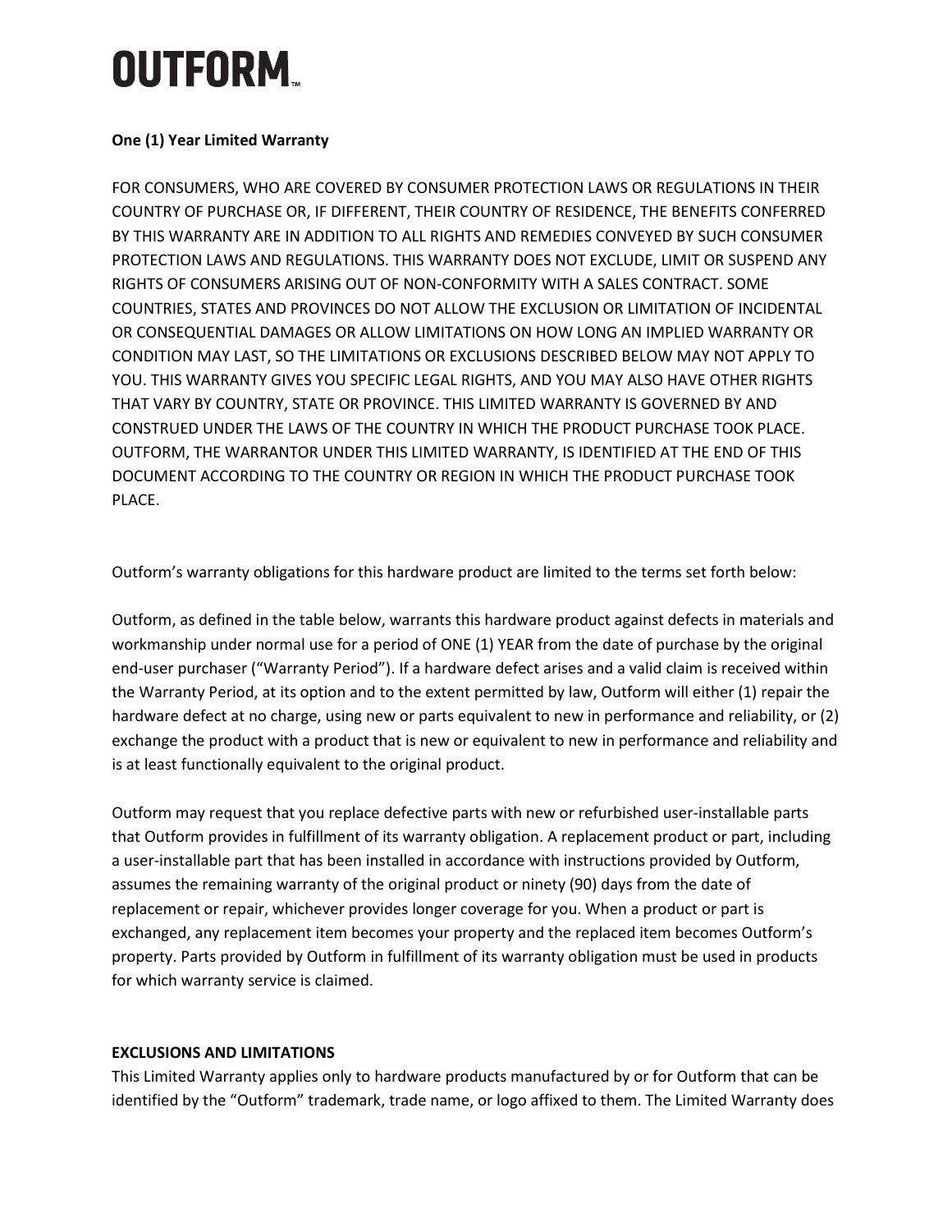# OUTFORM™

**One (1) Year Limited Warranty**

FOR CONSUMERS, WHO ARE COVERED BY CONSUMER PROTECTION LAWS OR REGULATIONS IN THEIR COUNTRY OF PURCHASE OR, IF DIFFERENT, THEIR COUNTRY OF RESIDENCE, THE BENEFITS CONFERRED BY THIS WARRANTY ARE IN ADDITION TO ALL RIGHTS AND REMEDIES CONVEYED BY SUCH CONSUMER PROTECTION LAWS AND REGULATIONS. THIS WARRANTY DOES NOT EXCLUDE, LIMIT OR SUSPEND ANY RIGHTS OF CONSUMERS ARISING OUT OF NON-CONFORMITY WITH A SALES CONTRACT. SOME COUNTRIES, STATES AND PROVINCES DO NOT ALLOW THE EXCLUSION OR LIMITATION OF INCIDENTAL OR CONSEQUENTIAL DAMAGES OR ALLOW LIMITATIONS ON HOW LONG AN IMPLIED WARRANTY OR CONDITION MAY LAST, SO THE LIMITATIONS OR EXCLUSIONS DESCRIBED BELOW MAY NOT APPLY TO YOU. THIS WARRANTY GIVES YOU SPECIFIC LEGAL RIGHTS, AND YOU MAY ALSO HAVE OTHER RIGHTS THAT VARY BY COUNTRY, STATE OR PROVINCE. THIS LIMITED WARRANTY IS GOVERNED BY AND CONSTRUED UNDER THE LAWS OF THE COUNTRY IN WHICH THE PRODUCT PURCHASE TOOK PLACE. OUTFORM, THE WARRANTOR UNDER THIS LIMITED WARRANTY, IS IDENTIFIED AT THE END OF THIS DOCUMENT ACCORDING TO THE COUNTRY OR REGION IN WHICH THE PRODUCT PURCHASE TOOK PLACE.

Outform's warranty obligations for this hardware product are limited to the terms set forth below:

Outform, as defined in the table below, warrants this hardware product against defects in materials and workmanship under normal use for a period of ONE (1) YEAR from the date of purchase by the original end-user purchaser ("Warranty Period"). If a hardware defect arises and a valid claim is received within the Warranty Period, at its option and to the extent permitted by law, Outform will either (1) repair the hardware defect at no charge, using new or parts equivalent to new in performance and reliability, or (2) exchange the product with a product that is new or equivalent to new in performance and reliability and is at least functionally equivalent to the original product.

Outform may request that you replace defective parts with new or refurbished user-installable parts that Outform provides in fulfillment of its warranty obligation. A replacement product or part, including a user-installable part that has been installed in accordance with instructions provided by Outform, assumes the remaining warranty of the original product or ninety (90) days from the date of replacement or repair, whichever provides longer coverage for you. When a product or part is exchanged, any replacement item becomes your property and the replaced item becomes Outform's property. Parts provided by Outform in fulfillment of its warranty obligation must be used in products for which warranty service is claimed.

**EXCLUSIONS AND LIMITATIONS**

This Limited Warranty applies only to hardware products manufactured by or for Outform that can be identified by the "Outform" trademark, trade name, or logo affixed to them. The Limited Warranty does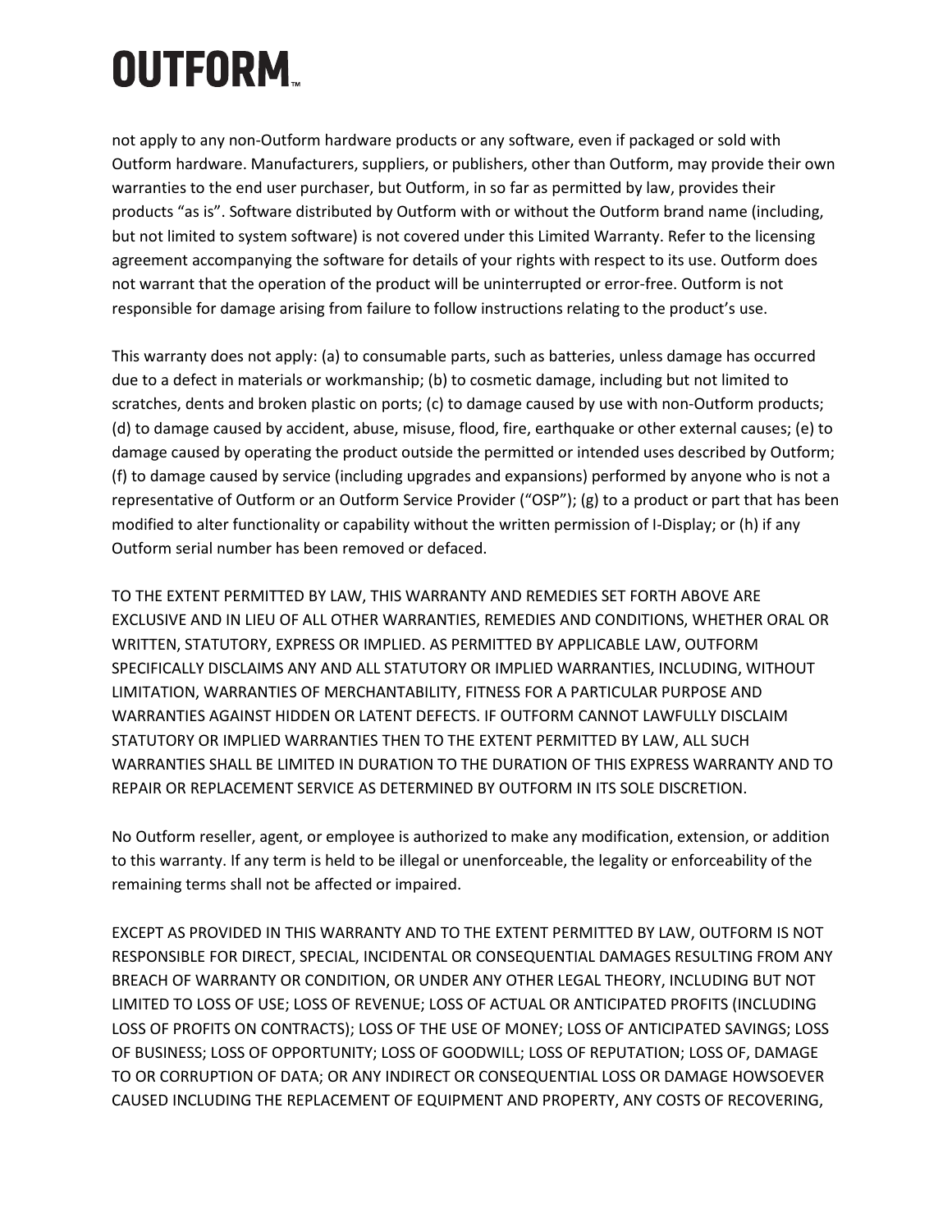not apply to any non-Outform hardware products or any software, even if packaged or sold with Outform hardware. Manufacturers, suppliers, or publishers, other than Outform, may provide their own warranties to the end user purchaser, but Outform, in so far as permitted by law, provides their products "as is". Software distributed by Outform with or without the Outform brand name (including, but not limited to system software) is not covered under this Limited Warranty. Refer to the licensing agreement accompanying the software for details of your rights with respect to its use. Outform does not warrant that the operation of the product will be uninterrupted or error-free. Outform is not responsible for damage arising from failure to follow instructions relating to the product's use.

This warranty does not apply: (a) to consumable parts, such as batteries, unless damage has occurred due to a defect in materials or workmanship; (b) to cosmetic damage, including but not limited to scratches, dents and broken plastic on ports; (c) to damage caused by use with non-Outform products; (d) to damage caused by accident, abuse, misuse, flood, fire, earthquake or other external causes; (e) to damage caused by operating the product outside the permitted or intended uses described by Outform; (f) to damage caused by service (including upgrades and expansions) performed by anyone who is not a representative of Outform or an Outform Service Provider ("OSP"); (g) to a product or part that has been modified to alter functionality or capability without the written permission of I-Display; or (h) if any Outform serial number has been removed or defaced.

TO THE EXTENT PERMITTED BY LAW, THIS WARRANTY AND REMEDIES SET FORTH ABOVE ARE EXCLUSIVE AND IN LIEU OF ALL OTHER WARRANTIES, REMEDIES AND CONDITIONS, WHETHER ORAL OR WRITTEN, STATUTORY, EXPRESS OR IMPLIED. AS PERMITTED BY APPLICABLE LAW, OUTFORM SPECIFICALLY DISCLAIMS ANY AND ALL STATUTORY OR IMPLIED WARRANTIES, INCLUDING, WITHOUT LIMITATION, WARRANTIES OF MERCHANTABILITY, FITNESS FOR A PARTICULAR PURPOSE AND WARRANTIES AGAINST HIDDEN OR LATENT DEFECTS. IF OUTFORM CANNOT LAWFULLY DISCLAIM STATUTORY OR IMPLIED WARRANTIES THEN TO THE EXTENT PERMITTED BY LAW, ALL SUCH WARRANTIES SHALL BE LIMITED IN DURATION TO THE DURATION OF THIS EXPRESS WARRANTY AND TO REPAIR OR REPLACEMENT SERVICE AS DETERMINED BY OUTFORM IN ITS SOLE DISCRETION.

No Outform reseller, agent, or employee is authorized to make any modification, extension, or addition to this warranty. If any term is held to be illegal or unenforceable, the legality or enforceability of the remaining terms shall not be affected or impaired.

EXCEPT AS PROVIDED IN THIS WARRANTY AND TO THE EXTENT PERMITTED BY LAW, OUTFORM IS NOT RESPONSIBLE FOR DIRECT, SPECIAL, INCIDENTAL OR CONSEQUENTIAL DAMAGES RESULTING FROM ANY BREACH OF WARRANTY OR CONDITION, OR UNDER ANY OTHER LEGAL THEORY, INCLUDING BUT NOT LIMITED TO LOSS OF USE; LOSS OF REVENUE; LOSS OF ACTUAL OR ANTICIPATED PROFITS (INCLUDING LOSS OF PROFITS ON CONTRACTS); LOSS OF THE USE OF MONEY; LOSS OF ANTICIPATED SAVINGS; LOSS OF BUSINESS; LOSS OF OPPORTUNITY; LOSS OF GOODWILL; LOSS OF REPUTATION; LOSS OF, DAMAGE TO OR CORRUPTION OF DATA; OR ANY INDIRECT OR CONSEQUENTIAL LOSS OR DAMAGE HOWSOEVER CAUSED INCLUDING THE REPLACEMENT OF EQUIPMENT AND PROPERTY, ANY COSTS OF RECOVERING,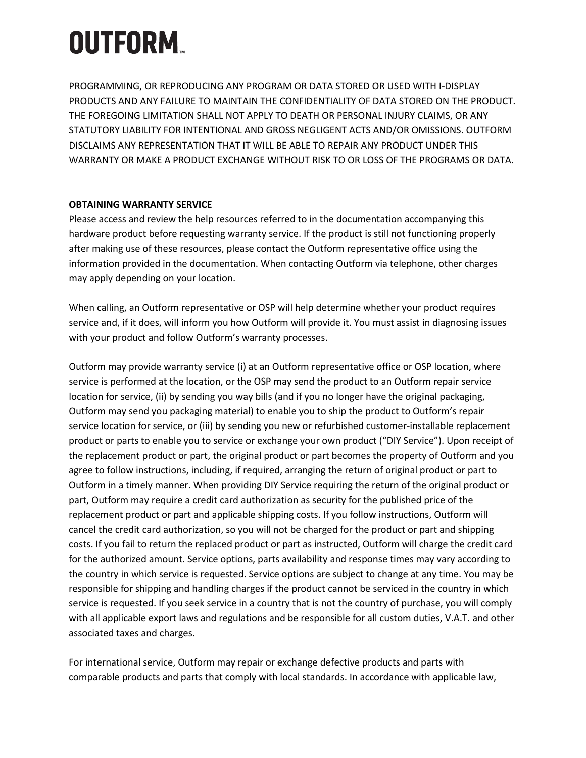PROGRAMMING, OR REPRODUCING ANY PROGRAM OR DATA STORED OR USED WITH I-DISPLAY PRODUCTS AND ANY FAILURE TO MAINTAIN THE CONFIDENTIALITY OF DATA STORED ON THE PRODUCT. THE FOREGOING LIMITATION SHALL NOT APPLY TO DEATH OR PERSONAL INJURY CLAIMS, OR ANY STATUTORY LIABILITY FOR INTENTIONAL AND GROSS NEGLIGENT ACTS AND/OR OMISSIONS. OUTFORM DISCLAIMS ANY REPRESENTATION THAT IT WILL BE ABLE TO REPAIR ANY PRODUCT UNDER THIS WARRANTY OR MAKE A PRODUCT EXCHANGE WITHOUT RISK TO OR LOSS OF THE PROGRAMS OR DATA.

**OBTAINING WARRANTY SERVICE**

Please access and review the help resources referred to in the documentation accompanying this hardware product before requesting warranty service. If the product is still not functioning properly after making use of these resources, please contact the Outform representative office using the information provided in the documentation. When contacting Outform via telephone, other charges may apply depending on your location.

When calling, an Outform representative or OSP will help determine whether your product requires service and, if it does, will inform you how Outform will provide it. You must assist in diagnosing issues with your product and follow Outform's warranty processes.

Outform may provide warranty service (i) at an Outform representative office or OSP location, where service is performed at the location, or the OSP may send the product to an Outform repair service location for service, (ii) by sending you way bills (and if you no longer have the original packaging, Outform may send you packaging material) to enable you to ship the product to Outform's repair service location for service, or (iii) by sending you new or refurbished customer-installable replacement product or parts to enable you to service or exchange your own product ("DIY Service"). Upon receipt of the replacement product or part, the original product or part becomes the property of Outform and you agree to follow instructions, including, if required, arranging the return of original product or part to Outform in a timely manner. When providing DIY Service requiring the return of the original product or part, Outform may require a credit card authorization as security for the published price of the replacement product or part and applicable shipping costs. If you follow instructions, Outform will cancel the credit card authorization, so you will not be charged for the product or part and shipping costs. If you fail to return the replaced product or part as instructed, Outform will charge the credit card for the authorized amount. Service options, parts availability and response times may vary according to the country in which service is requested. Service options are subject to change at any time. You may be responsible for shipping and handling charges if the product cannot be serviced in the country in which service is requested. If you seek service in a country that is not the country of purchase, you will comply with all applicable export laws and regulations and be responsible for all custom duties, V.A.T. and other associated taxes and charges.

For international service, Outform may repair or exchange defective products and parts with comparable products and parts that comply with local standards. In accordance with applicable law,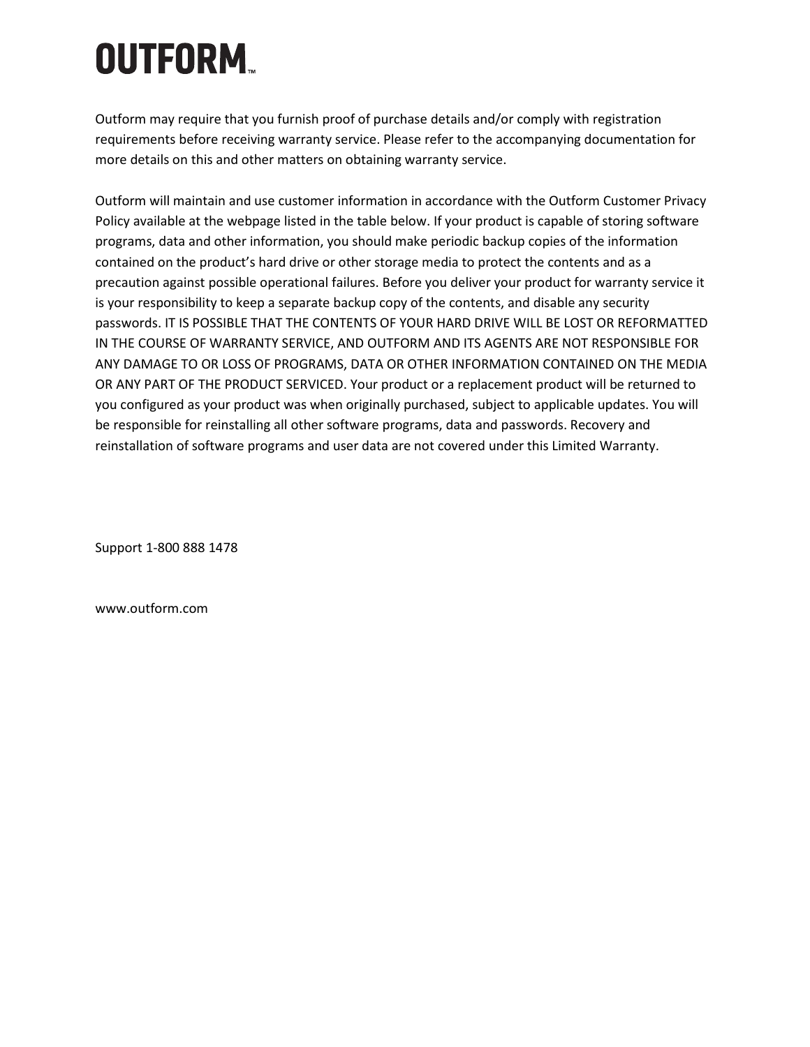# OUTFORM™

Outform may require that you furnish proof of purchase details and/or comply with registration requirements before receiving warranty service. Please refer to the accompanying documentation for more details on this and other matters on obtaining warranty service.

Outform will maintain and use customer information in accordance with the Outform Customer Privacy Policy available at the webpage listed in the table below. If your product is capable of storing software programs, data and other information, you should make periodic backup copies of the information contained on the product's hard drive or other storage media to protect the contents and as a precaution against possible operational failures. Before you deliver your product for warranty service it is your responsibility to keep a separate backup copy of the contents, and disable any security passwords. IT IS POSSIBLE THAT THE CONTENTS OF YOUR HARD DRIVE WILL BE LOST OR REFORMATTED IN THE COURSE OF WARRANTY SERVICE, AND OUTFORM AND ITS AGENTS ARE NOT RESPONSIBLE FOR ANY DAMAGE TO OR LOSS OF PROGRAMS, DATA OR OTHER INFORMATION CONTAINED ON THE MEDIA OR ANY PART OF THE PRODUCT SERVICED. Your product or a replacement product will be returned to you configured as your product was when originally purchased, subject to applicable updates. You will be responsible for reinstalling all other software programs, data and passwords. Recovery and reinstallation of software programs and user data are not covered under this Limited Warranty.

Support 1-800 888 1478

www.outform.com